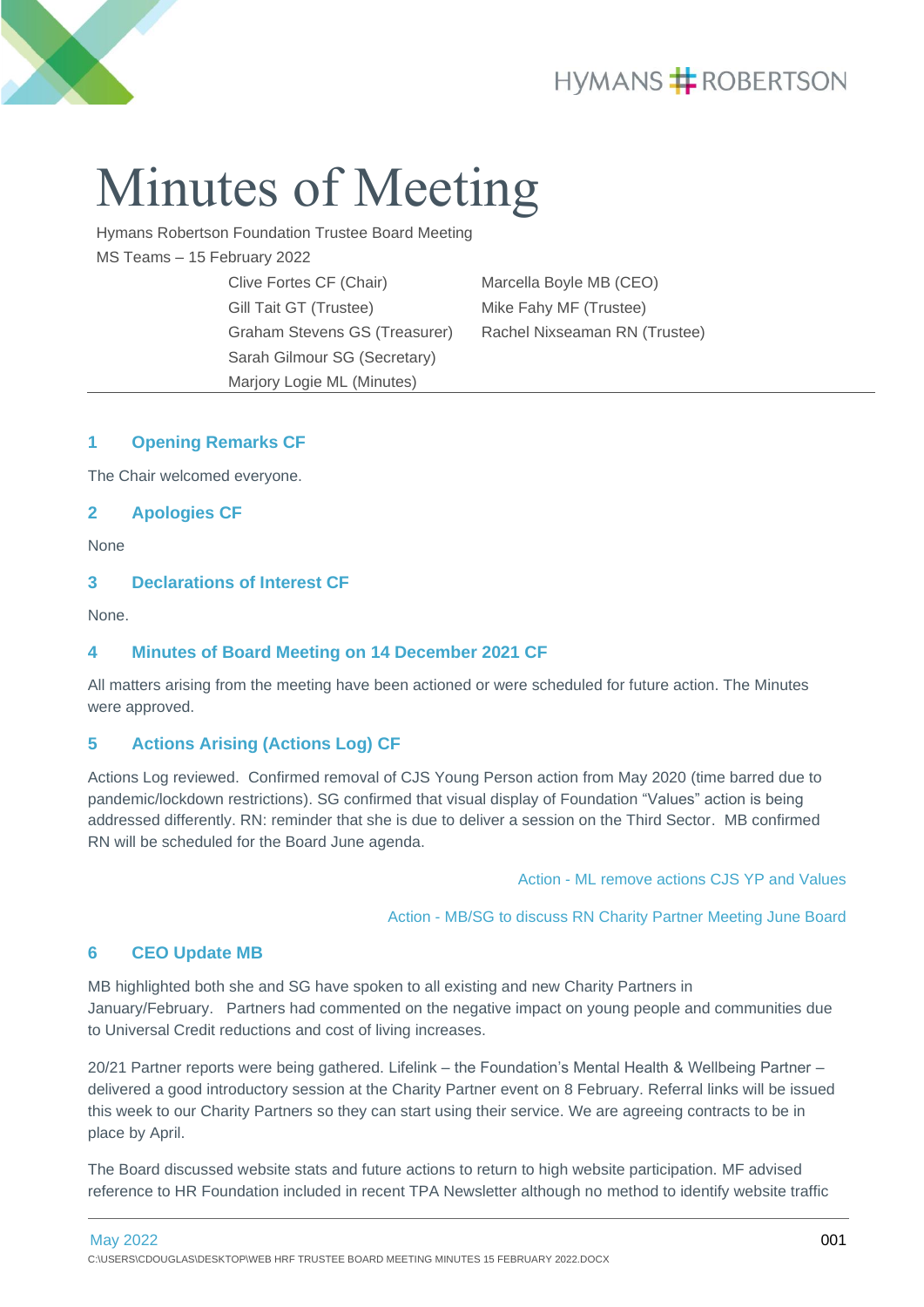# Minutes of Meeting

Hymans Robertson Foundation Trustee Board Meeting

MS Teams – 15 February 2022

| | |
|---|---|
| Clive Fortes CF (Chair) | Marcella Boyle MB (CEO) |
| Gill Tait GT (Trustee) | Mike Fahy MF (Trustee) |
| Graham Stevens GS (Treasurer) | Rachel Nixseaman RN (Trustee) |
| Sarah Gilmour SG (Secretary) | |
| Marjory Logie ML (Minutes) | |

## 1 Opening Remarks CF

The Chair welcomed everyone.

## 2 Apologies CF

None

## 3 Declarations of Interest CF

None.

## 4 Minutes of Board Meeting on 14 December 2021 CF

All matters arising from the meeting have been actioned or were scheduled for future action. The Minutes were approved.

## 5 Actions Arising (Actions Log) CF

Actions Log reviewed. Confirmed removal of CJS Young Person action from May 2020 (time barred due to pandemic/lockdown restrictions). SG confirmed that visual display of Foundation "Values" action is being addressed differently. RN: reminder that she is due to deliver a session on the Third Sector. MB confirmed RN will be scheduled for the Board June agenda.

Action - ML remove actions CJS YP and Values

Action - MB/SG to discuss RN Charity Partner Meeting June Board

## 6 CEO Update MB

MB highlighted both she and SG have spoken to all existing and new Charity Partners in January/February. Partners had commented on the negative impact on young people and communities due to Universal Credit reductions and cost of living increases.

20/21 Partner reports were being gathered. Lifelink – the Foundation's Mental Health & Wellbeing Partner – delivered a good introductory session at the Charity Partner event on 8 February. Referral links will be issued this week to our Charity Partners so they can start using their service. We are agreeing contracts to be in place by April.

The Board discussed website stats and future actions to return to high website participation. MF advised reference to HR Foundation included in recent TPA Newsletter although no method to identify website traffic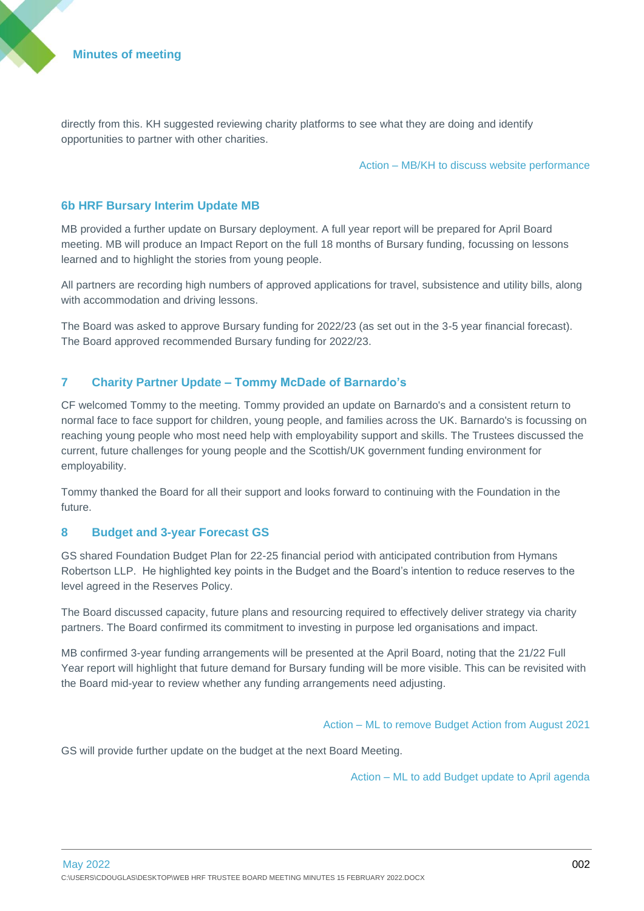directly from this. KH suggested reviewing charity platforms to see what they are doing and identify opportunities to partner with other charities.

Action – MB/KH to discuss website performance

### 6b HRF Bursary Interim Update MB

MB provided a further update on Bursary deployment. A full year report will be prepared for April Board meeting. MB will produce an Impact Report on the full 18 months of Bursary funding, focussing on lessons learned and to highlight the stories from young people.

All partners are recording high numbers of approved applications for travel, subsistence and utility bills, along with accommodation and driving lessons.

The Board was asked to approve Bursary funding for 2022/23 (as set out in the 3-5 year financial forecast). The Board approved recommended Bursary funding for 2022/23.

## 7 Charity Partner Update – Tommy McDade of Barnardo's

CF welcomed Tommy to the meeting. Tommy provided an update on Barnardo's and a consistent return to normal face to face support for children, young people, and families across the UK. Barnardo's is focussing on reaching young people who most need help with employability support and skills. The Trustees discussed the current, future challenges for young people and the Scottish/UK government funding environment for employability.

Tommy thanked the Board for all their support and looks forward to continuing with the Foundation in the future.

## 8 Budget and 3-year Forecast GS

GS shared Foundation Budget Plan for 22-25 financial period with anticipated contribution from Hymans Robertson LLP. He highlighted key points in the Budget and the Board's intention to reduce reserves to the level agreed in the Reserves Policy.

The Board discussed capacity, future plans and resourcing required to effectively deliver strategy via charity partners. The Board confirmed its commitment to investing in purpose led organisations and impact.

MB confirmed 3-year funding arrangements will be presented at the April Board, noting that the 21/22 Full Year report will highlight that future demand for Bursary funding will be more visible. This can be revisited with the Board mid-year to review whether any funding arrangements need adjusting.

Action – ML to remove Budget Action from August 2021

GS will provide further update on the budget at the next Board Meeting.

Action – ML to add Budget update to April agenda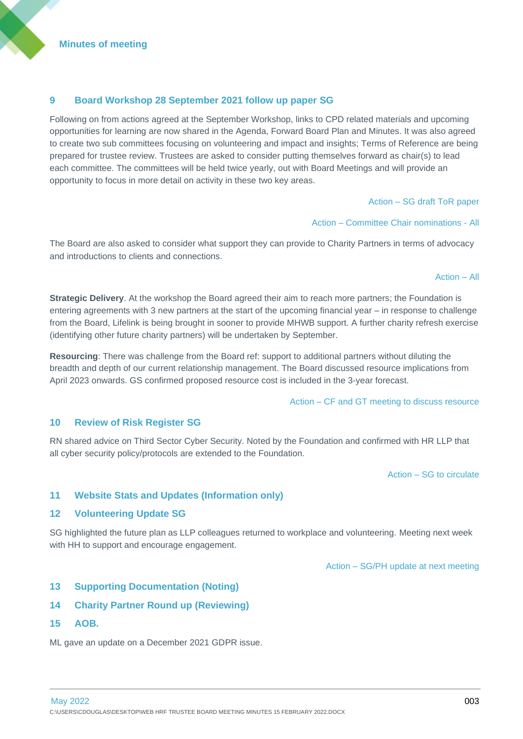## 9 Board Workshop 28 September 2021 follow up paper SG

Following on from actions agreed at the September Workshop, links to CPD related materials and upcoming opportunities for learning are now shared in the Agenda, Forward Board Plan and Minutes. It was also agreed to create two sub committees focusing on volunteering and impact and insights; Terms of Reference are being prepared for trustee review. Trustees are asked to consider putting themselves forward as chair(s) to lead each committee. The committees will be held twice yearly, out with Board Meetings and will provide an opportunity to focus in more detail on activity in these two key areas.

Action – SG draft ToR paper

Action – Committee Chair nominations - All

The Board are also asked to consider what support they can provide to Charity Partners in terms of advocacy and introductions to clients and connections.

Action – All

**Strategic Delivery**. At the workshop the Board agreed their aim to reach more partners; the Foundation is entering agreements with 3 new partners at the start of the upcoming financial year – in response to challenge from the Board, Lifelink is being brought in sooner to provide MHWB support. A further charity refresh exercise (identifying other future charity partners) will be undertaken by September.

**Resourcing**: There was challenge from the Board ref: support to additional partners without diluting the breadth and depth of our current relationship management. The Board discussed resource implications from April 2023 onwards. GS confirmed proposed resource cost is included in the 3-year forecast.

Action – CF and GT meeting to discuss resource

## 10 Review of Risk Register SG

RN shared advice on Third Sector Cyber Security. Noted by the Foundation and confirmed with HR LLP that all cyber security policy/protocols are extended to the Foundation.

Action – SG to circulate

## 11 Website Stats and Updates (Information only)

## 12 Volunteering Update SG

SG highlighted the future plan as LLP colleagues returned to workplace and volunteering. Meeting next week with HH to support and encourage engagement.

Action – SG/PH update at next meeting

## 13 Supporting Documentation (Noting)

## 14 Charity Partner Round up (Reviewing)

## 15 AOB.

ML gave an update on a December 2021 GDPR issue.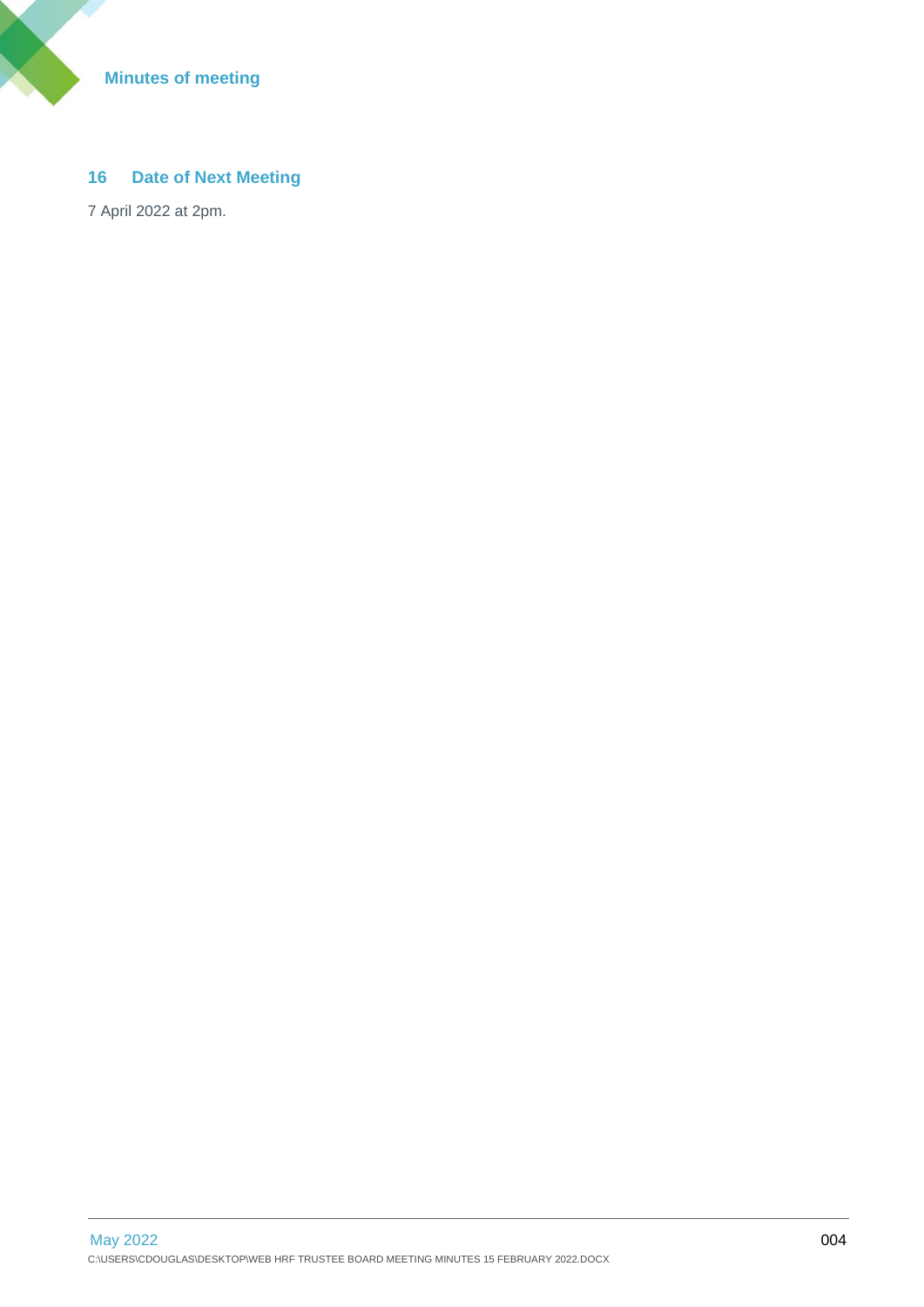## 16 Date of Next Meeting

7 April 2022 at 2pm.